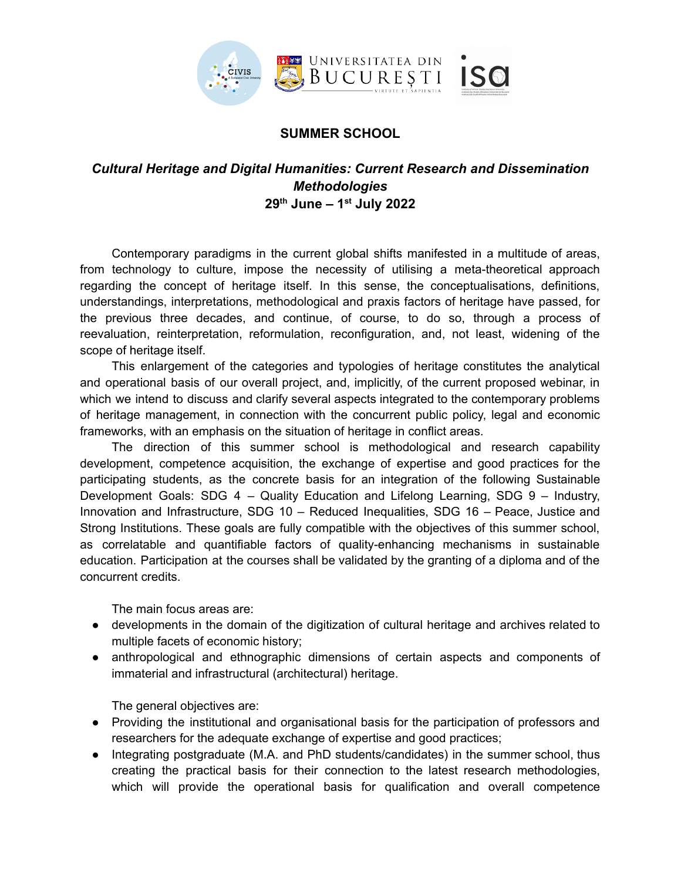# SUMMER SCHOOL

## *Cultural Heritage and Digital Humanities: Current Research and Dissemination Methodologies*

**29th June – 1st July 2022**

Contemporary paradigms in the current global shifts manifested in a multitude of areas, from technology to culture, impose the necessity of utilising a meta-theoretical approach regarding the concept of heritage itself. In this sense, the conceptualisations, definitions, understandings, interpretations, methodological and praxis factors of heritage have passed, for the previous three decades, and continue, of course, to do so, through a process of reevaluation, reinterpretation, reformulation, reconfiguration, and, not least, widening of the scope of heritage itself.

This enlargement of the categories and typologies of heritage constitutes the analytical and operational basis of our overall project, and, implicitly, of the current proposed webinar, in which we intend to discuss and clarify several aspects integrated to the contemporary problems of heritage management, in connection with the concurrent public policy, legal and economic frameworks, with an emphasis on the situation of heritage in conflict areas.

The direction of this summer school is methodological and research capability development, competence acquisition, the exchange of expertise and good practices for the participating students, as the concrete basis for an integration of the following Sustainable Development Goals: SDG 4 – Quality Education and Lifelong Learning, SDG 9 – Industry, Innovation and Infrastructure, SDG 10 – Reduced Inequalities, SDG 16 – Peace, Justice and Strong Institutions. These goals are fully compatible with the objectives of this summer school, as correlatable and quantifiable factors of quality-enhancing mechanisms in sustainable education. Participation at the courses shall be validated by the granting of a diploma and of the concurrent credits.

The main focus areas are:

- developments in the domain of the digitization of cultural heritage and archives related to multiple facets of economic history;
- anthropological and ethnographic dimensions of certain aspects and components of immaterial and infrastructural (architectural) heritage.

The general objectives are:

- Providing the institutional and organisational basis for the participation of professors and researchers for the adequate exchange of expertise and good practices;
- Integrating postgraduate (M.A. and PhD students/candidates) in the summer school, thus creating the practical basis for their connection to the latest research methodologies, which will provide the operational basis for qualification and overall competence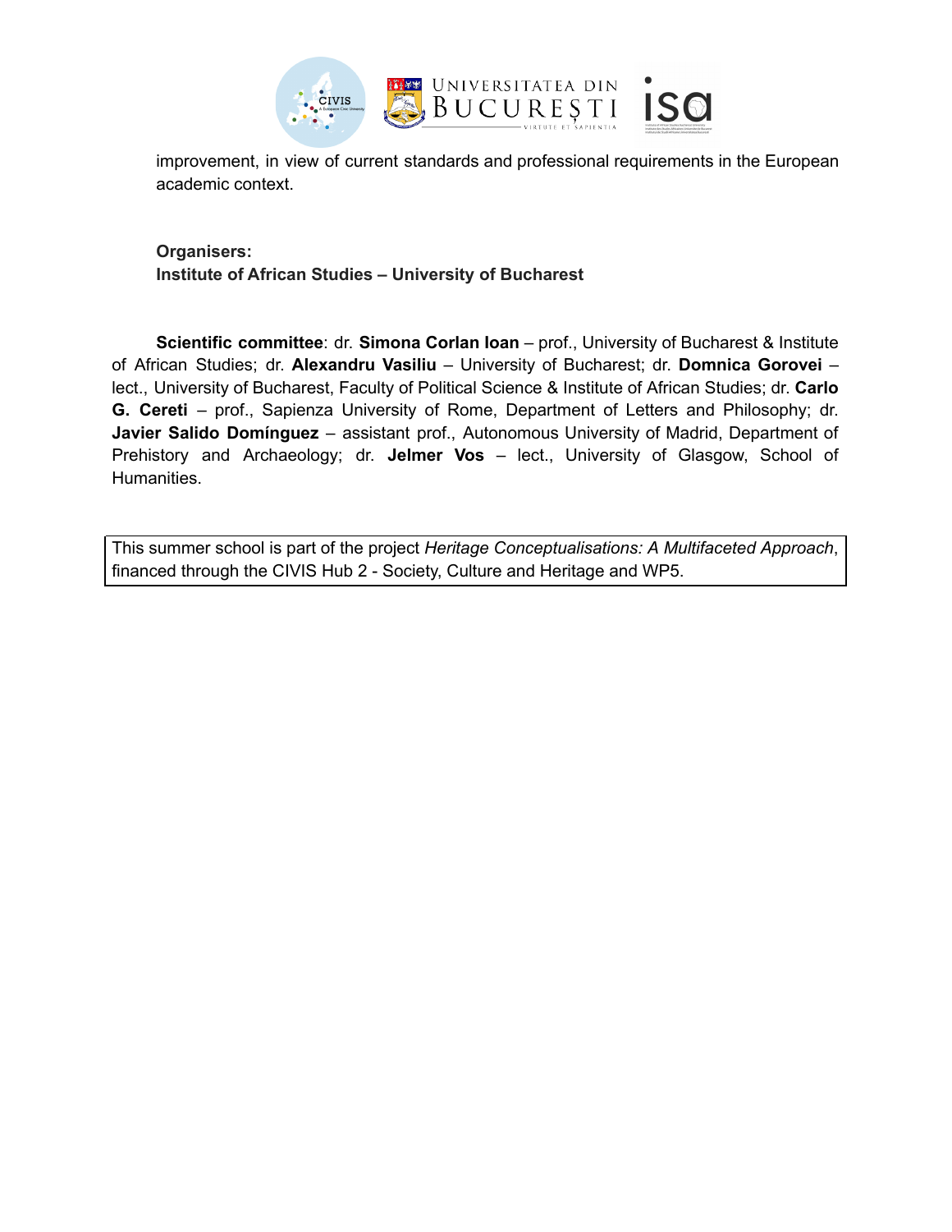improvement, in view of current standards and professional requirements in the European academic context.

**Organisers:**
**Institute of African Studies – University of Bucharest**

**Scientific committee**: dr. **Simona Corlan Ioan** – prof., University of Bucharest & Institute of African Studies; dr. **Alexandru Vasiliu** – University of Bucharest; dr. **Domnica Gorovei** – lect., University of Bucharest, Faculty of Political Science & Institute of African Studies; dr. **Carlo G. Cereti** – prof., Sapienza University of Rome, Department of Letters and Philosophy; dr. **Javier Salido Domínguez** – assistant prof., Autonomous University of Madrid, Department of Prehistory and Archaeology; dr. **Jelmer Vos** – lect., University of Glasgow, School of Humanities.

This summer school is part of the project *Heritage Conceptualisations: A Multifaceted Approach*, financed through the CIVIS Hub 2 - Society, Culture and Heritage and WP5.